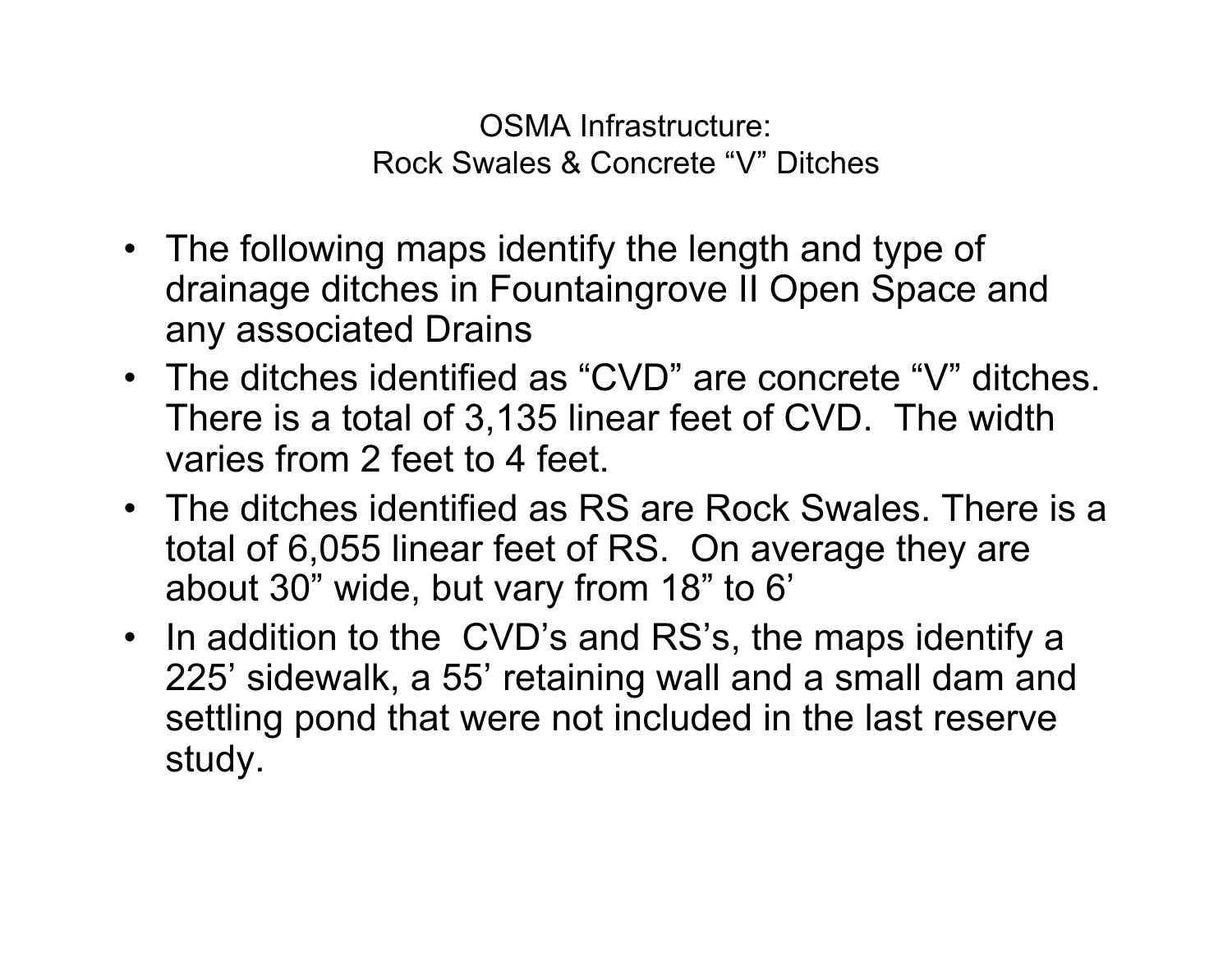# OSMA Infrastructure:
## Rock Swales & Concrete “V” Ditches

- The following maps identify the length and type of drainage ditches in Fountaingrove II Open Space and any associated Drains
- The ditches identified as “CVD” are concrete “V” ditches. There is a total of 3,135 linear feet of CVD. The width varies from 2 feet to 4 feet.
- The ditches identified as RS are Rock Swales. There is a total of 6,055 linear feet of RS. On average they are about 30” wide, but vary from 18” to 6’
- In addition to the CVD’s and RS’s, the maps identify a 225’ sidewalk, a 55’ retaining wall and a small dam and settling pond that were not included in the last reserve study.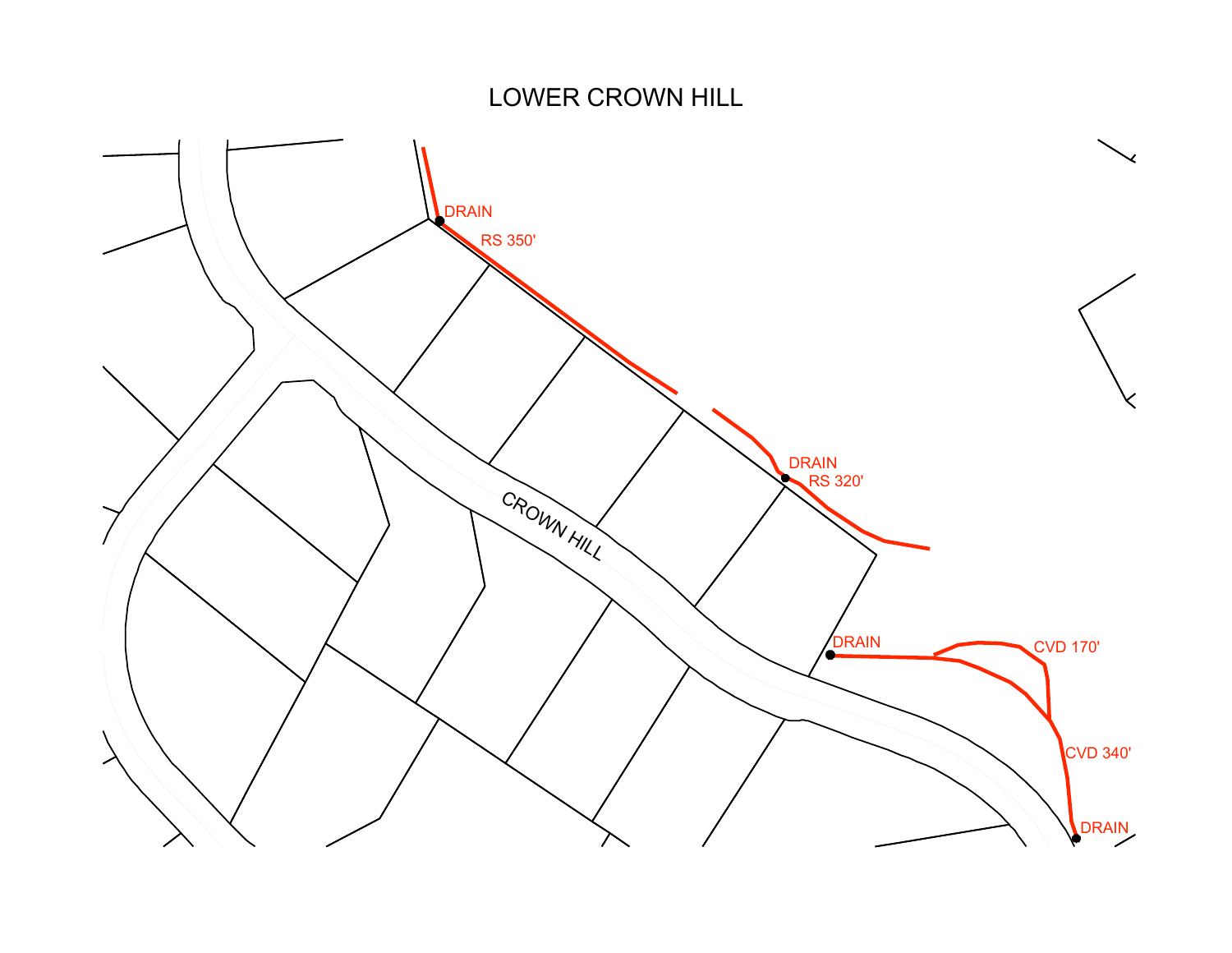# LOWER CROWN HILL

DRAIN

RS 350'

DRAIN

RS 320'

CROWN HILL

DRAIN

CVD 170'

CVD 340'

DRAIN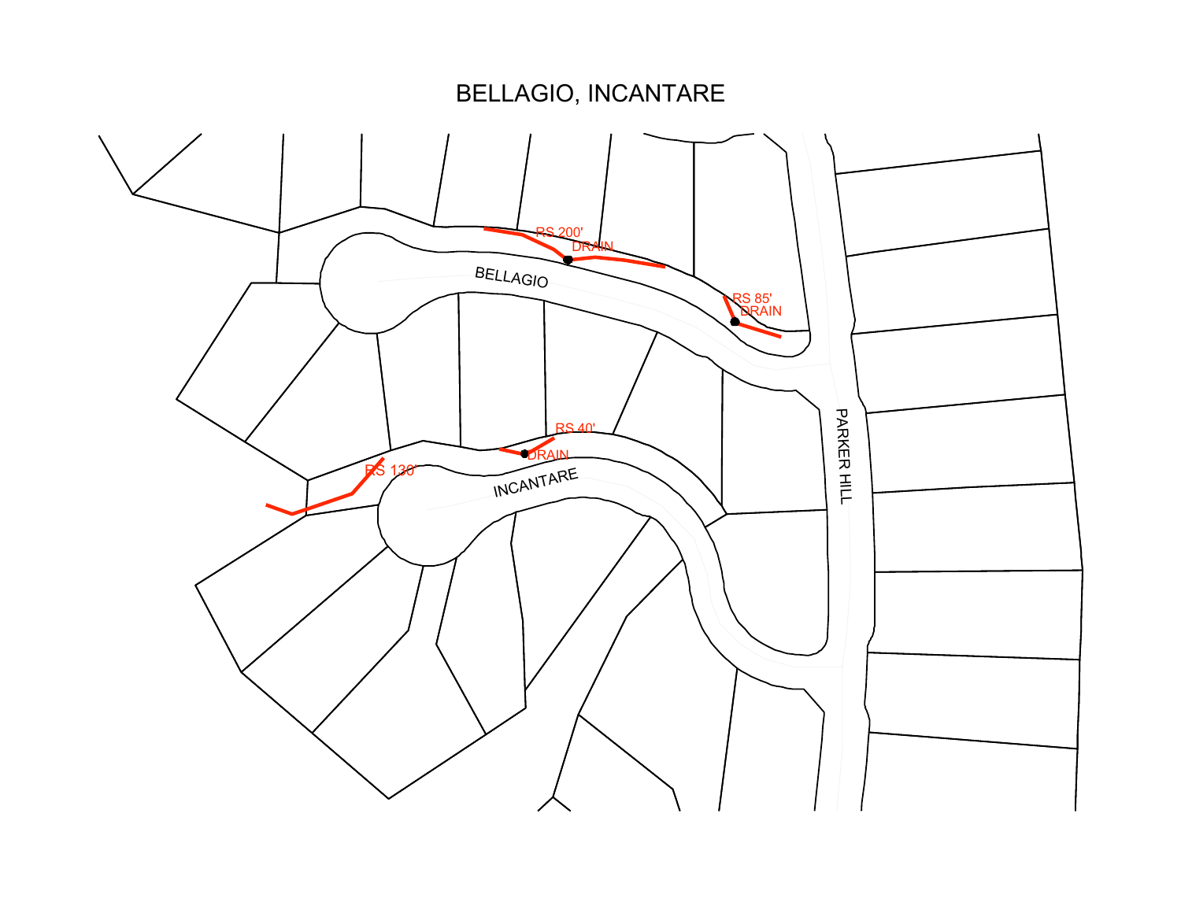# BELLAGIO, INCANTARE

RS 200'
DRAIN
RS 85'
DRAIN
BELLAGIO
RS 40'
DRAIN
RS 130'
INCANTARE
PARKER HILL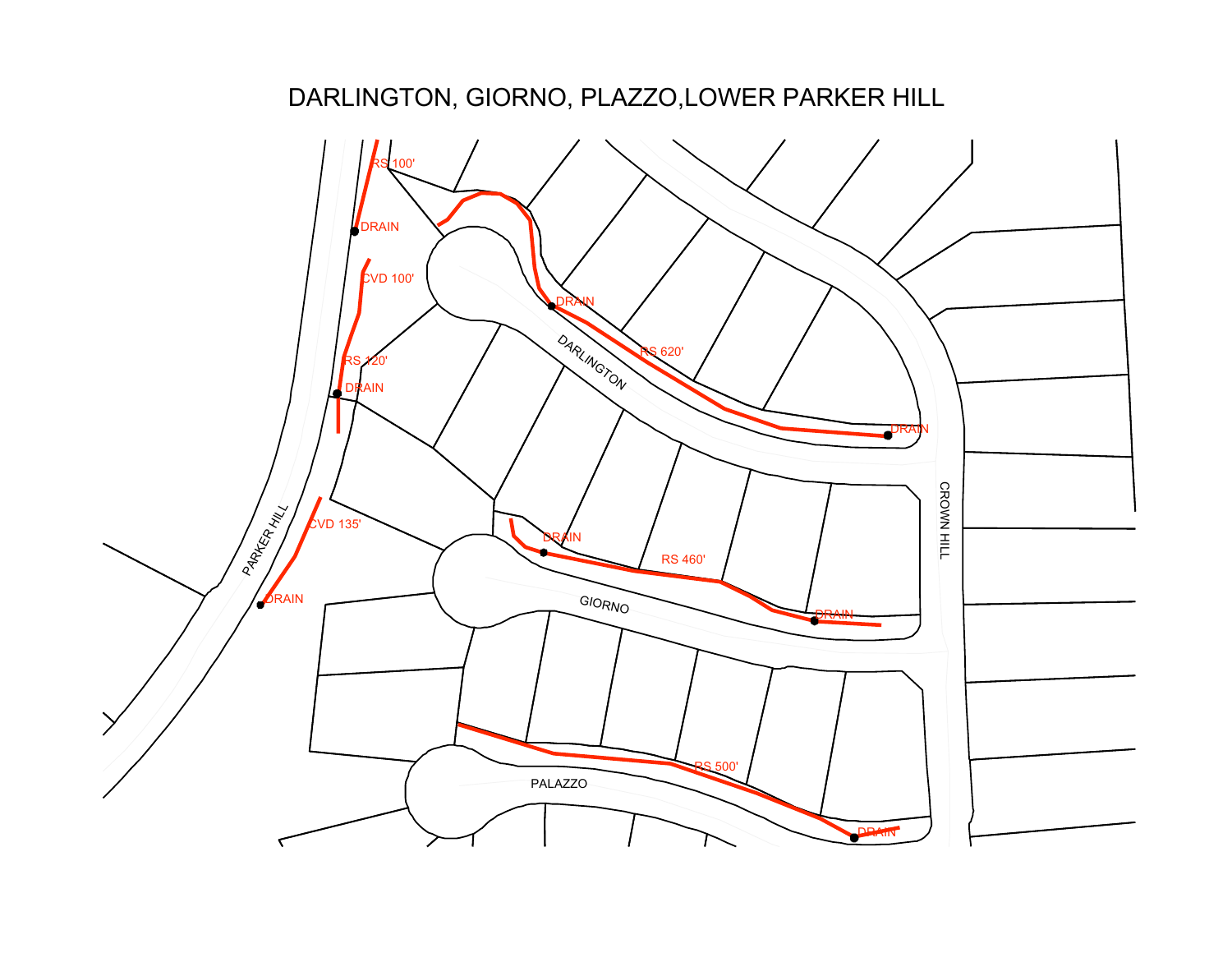# DARLINGTON, GIORNO, PLAZZO,LOWER PARKER HILL

RS 100'

DRAIN

CVD 100'

RS 120'

DRAIN

CVD 135'

DRAIN

PARKER HILL

DRAIN

RS 620'

DARLINGTON

DRAIN

DRAIN

RS 460'

GIORNO

DRAIN

RS 500'

PALAZZO

DRAIN

CROWN HILL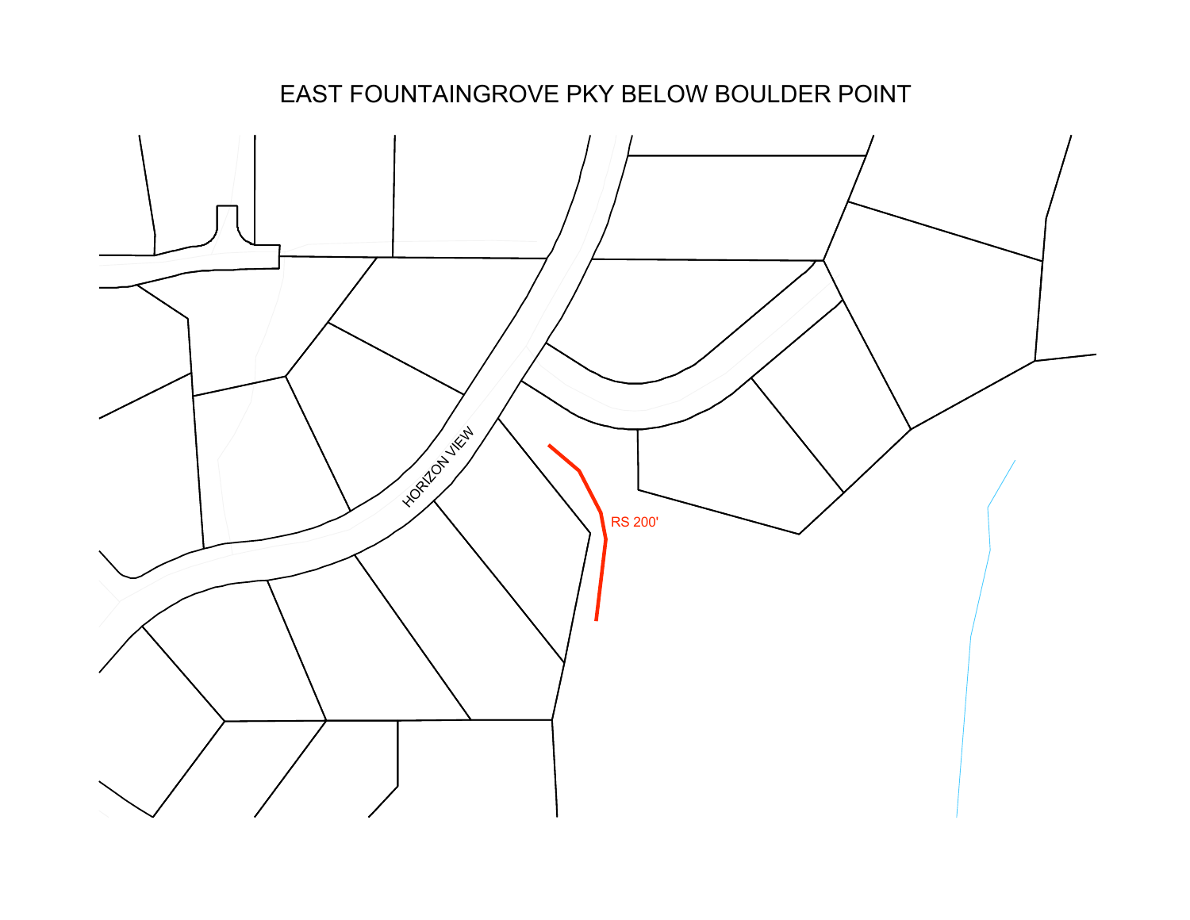# EAST FOUNTAINGROVE PKY BELOW BOULDER POINT

HORIZON VIEW

RS 200'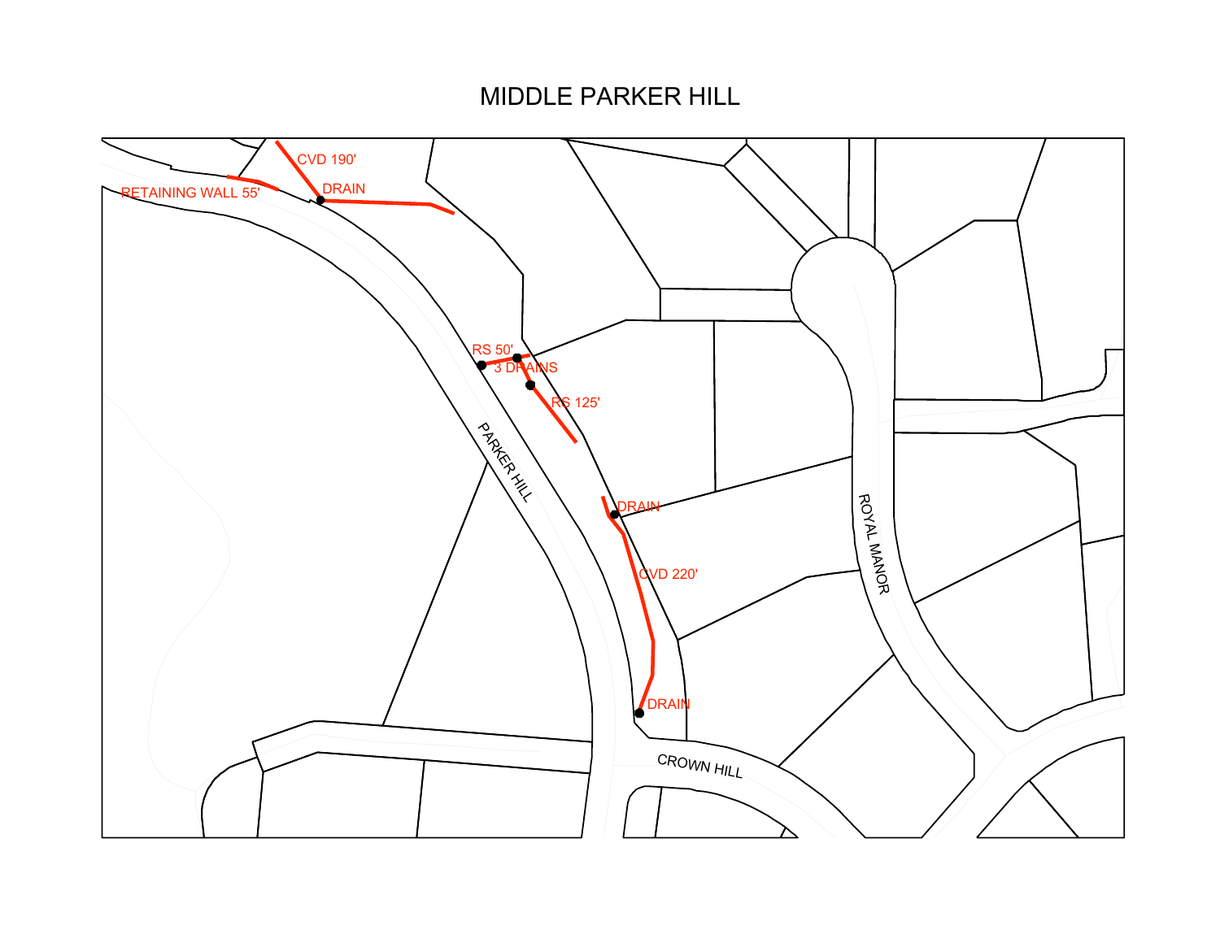# MIDDLE PARKER HILL

CVD 190'

DRAIN

RETAINING WALL 55'

RS 50'

3 DRAINS

RS 125'

PARKER HILL

DRAIN

CVD 220'

DRAIN

ROYAL MANOR

CROWN HILL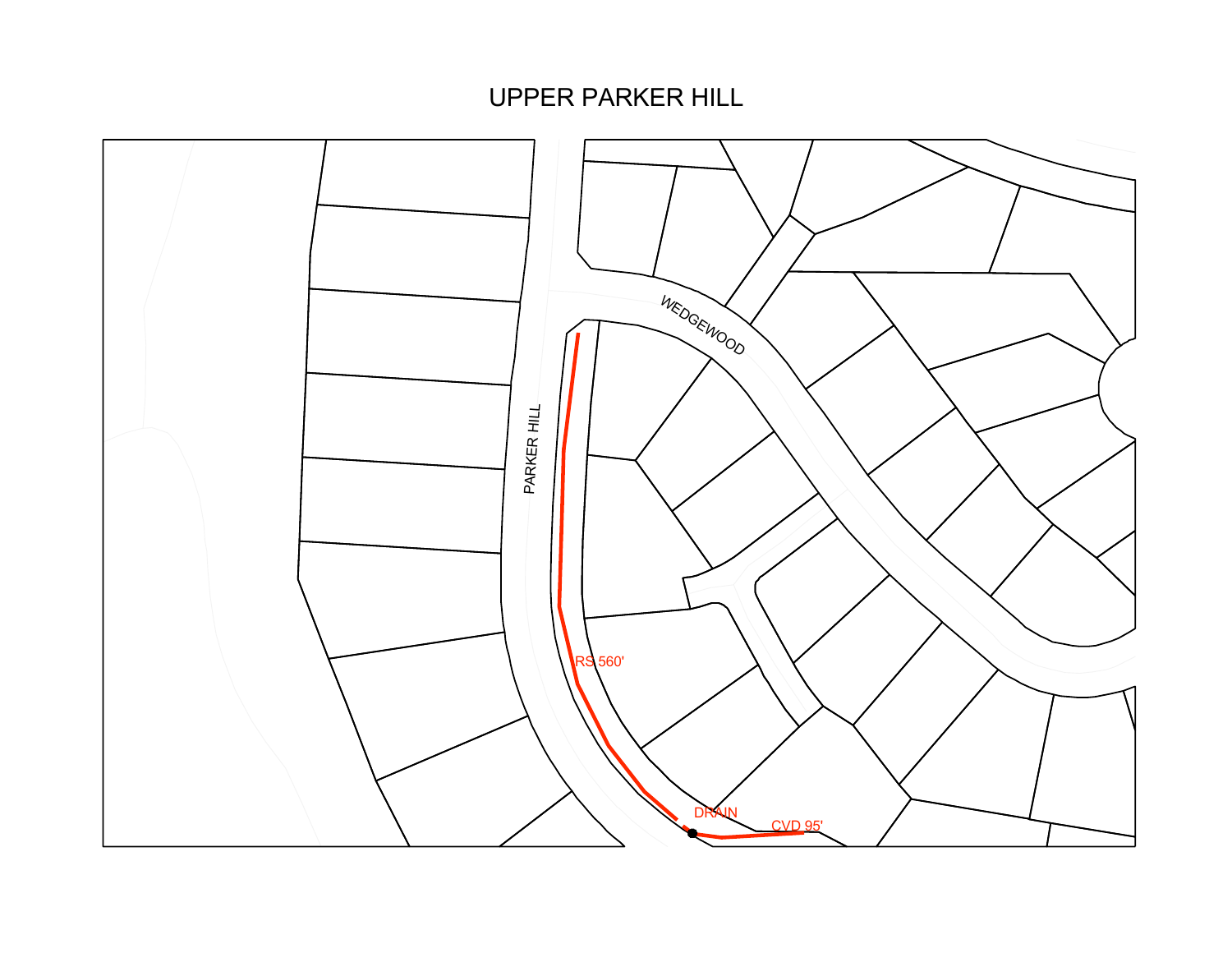# UPPER PARKER HILL

WEDGEWOOD

PARKER HILL

RS 560'

DRAIN

CVD 95'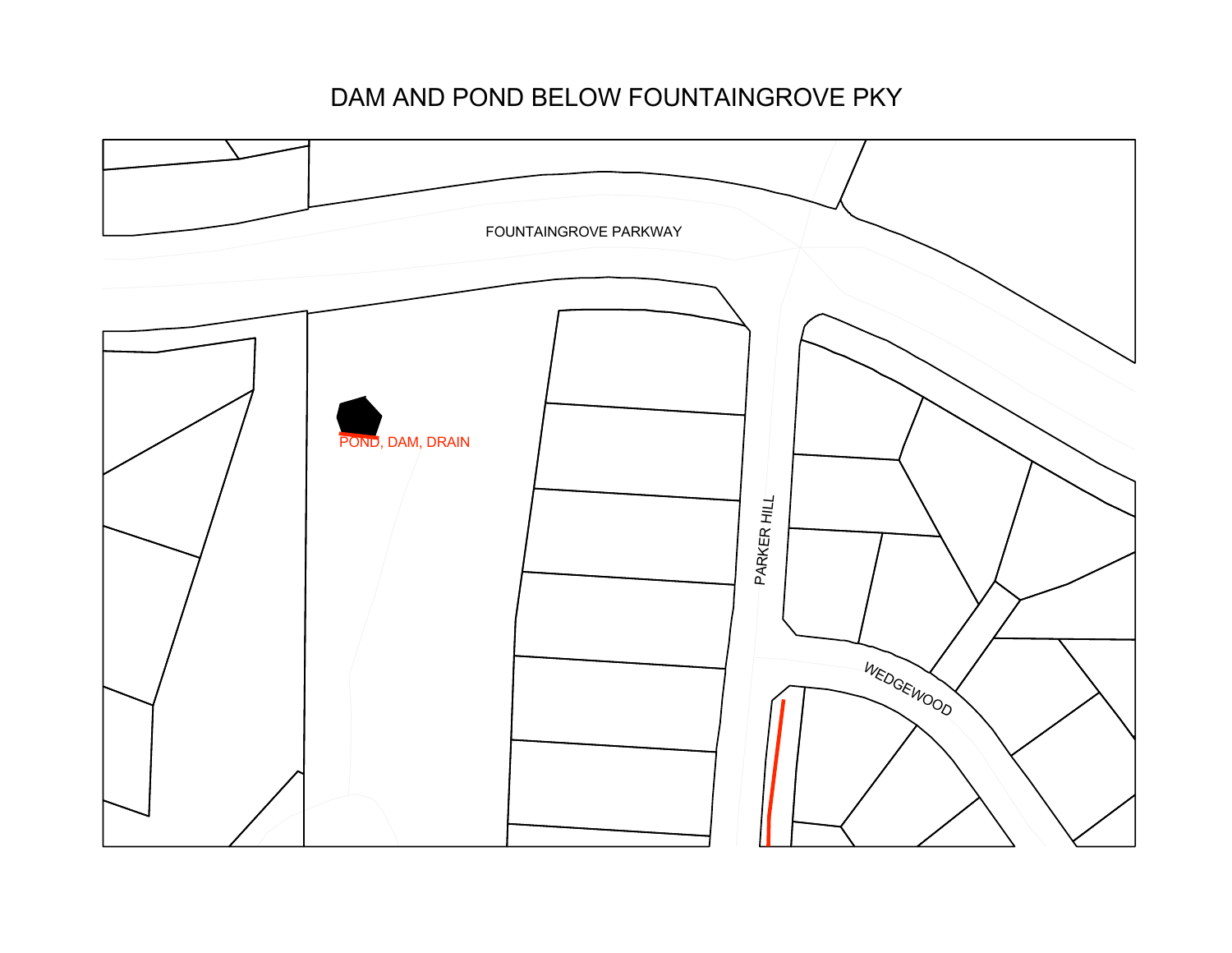# DAM AND POND BELOW FOUNTAINGROVE PKY

FOUNTAINGROVE PARKWAY

POND, DAM, DRAIN

PARKER HILL

WEDGEWOOD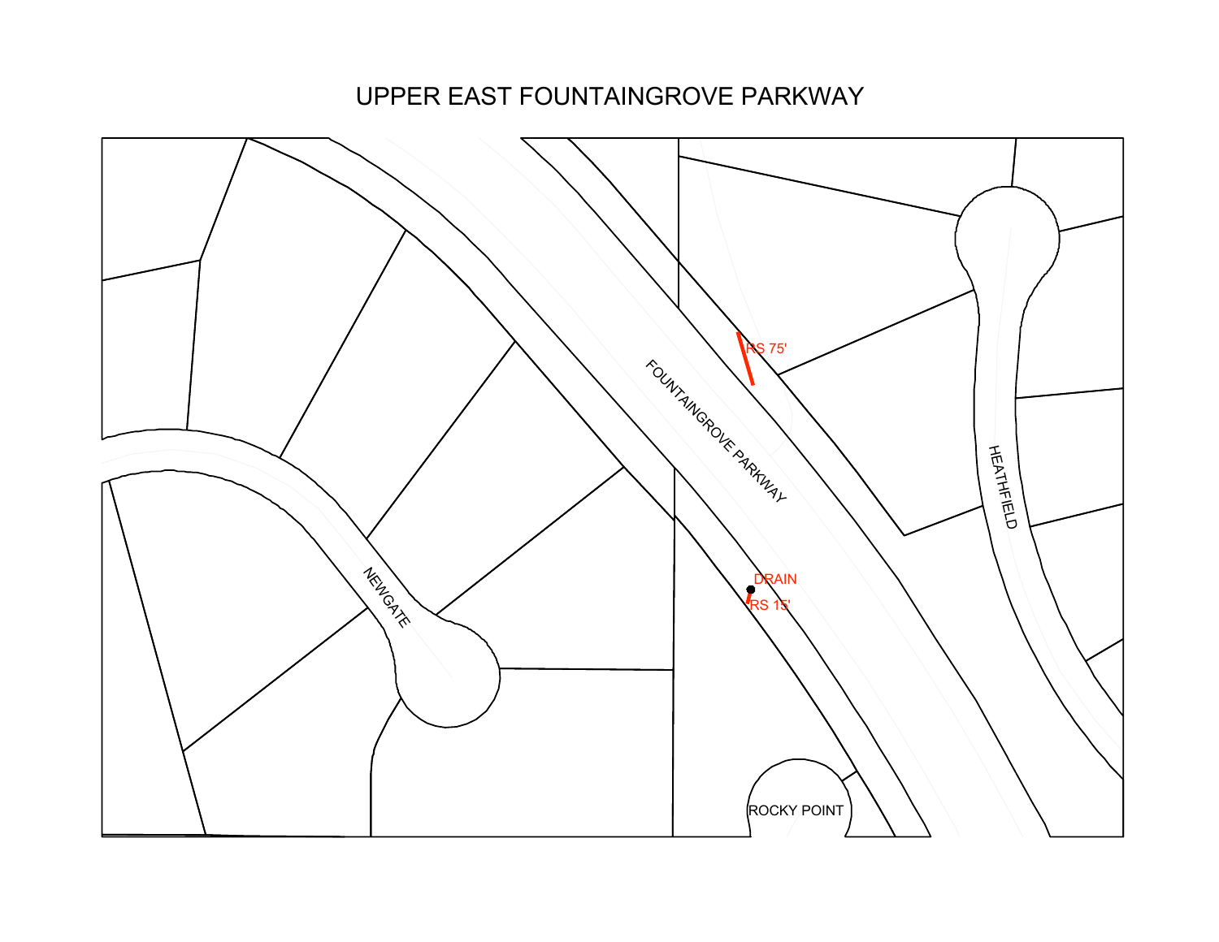# UPPER EAST FOUNTAINGROVE PARKWAY

FOUNTAINGROVE PARKWAY

NEWGATE

HEATHFIELD

ROCKY POINT

RS 75'

DRAIN

RS 15'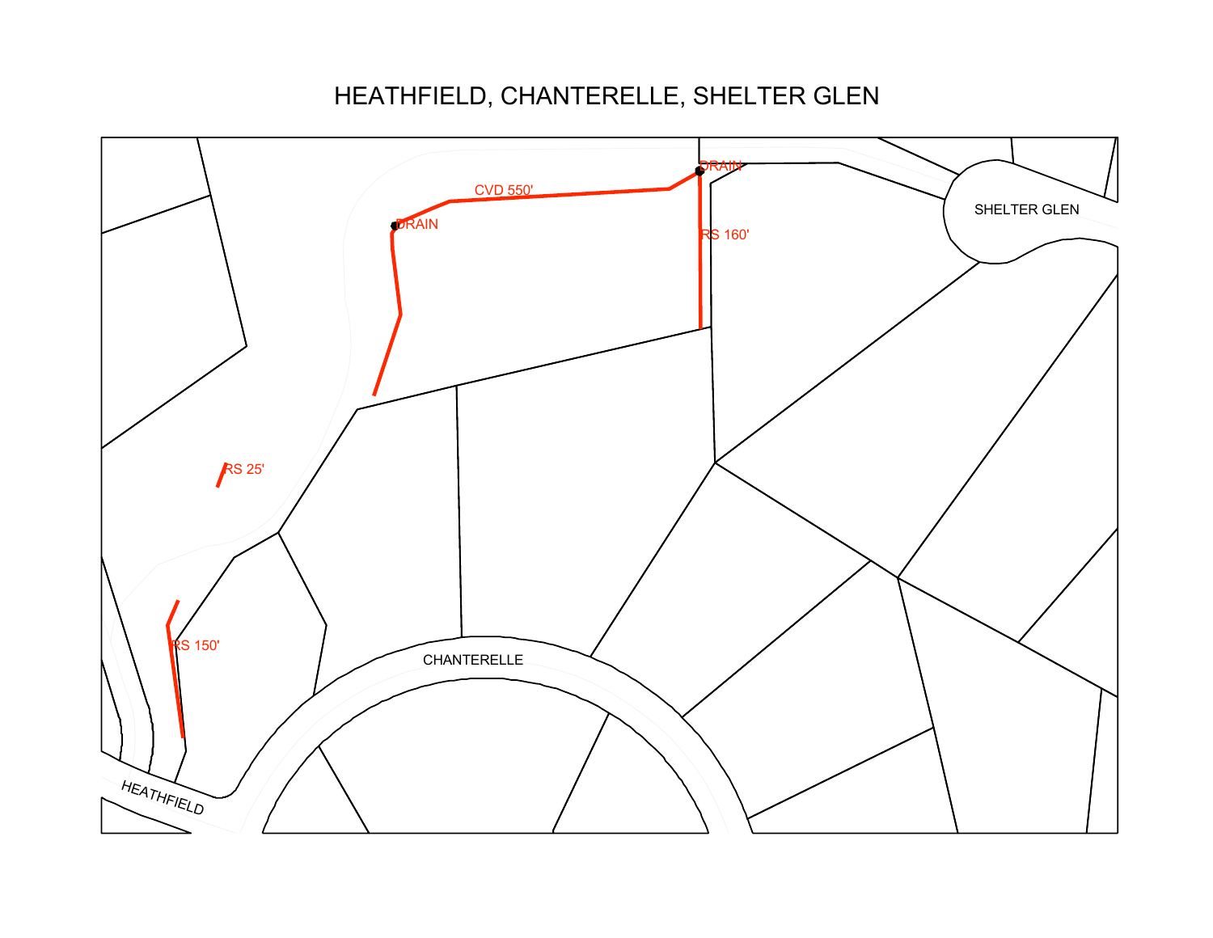# HEATHFIELD, CHANTERELLE, SHELTER GLEN

DRAIN

CVD 550'

DRAIN

RS 160'

SHELTER GLEN

RS 25'

RS 150'

CHANTERELLE

HEATHFIELD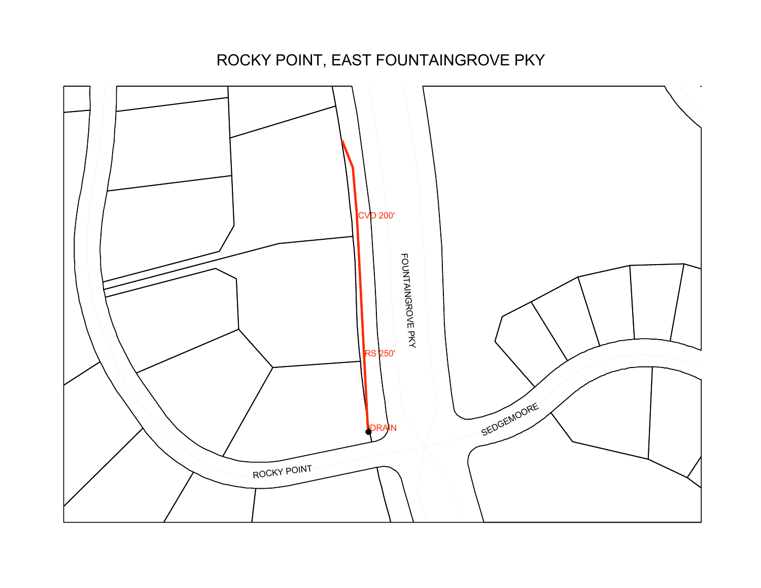# ROCKY POINT, EAST FOUNTAINGROVE PKY

CVD 200'

RS 250'

DRAIN

FOUNTAINGROVE PKY

SEDGEMOORE

ROCKY POINT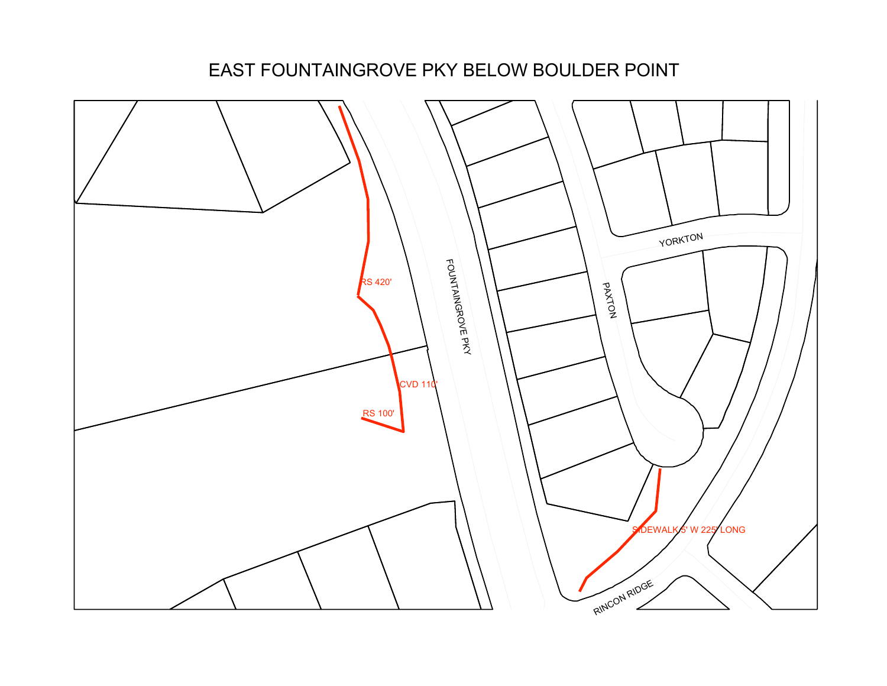# EAST FOUNTAINGROVE PKY BELOW BOULDER POINT

RS 420'

CVD 110'

RS 100'

FOUNTAINGROVE PKY

YORKTON

PAXTON

SIDEWALK 5' W 225' LONG

RINCON RIDGE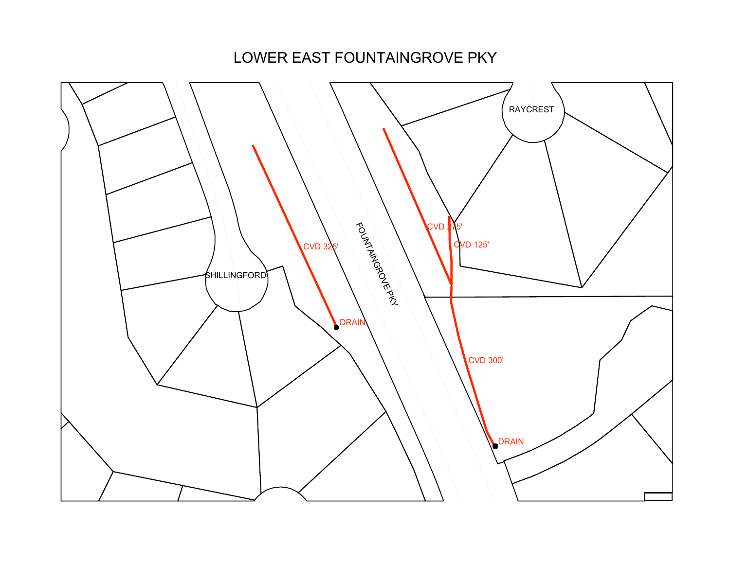# LOWER EAST FOUNTAINGROVE PKY

SHILLINGFORD

CVD 325'

DRAIN

FOUNTAINGROVE PKY

RAYCREST

CVD 275'

CVD 125'

CVD 300'

DRAIN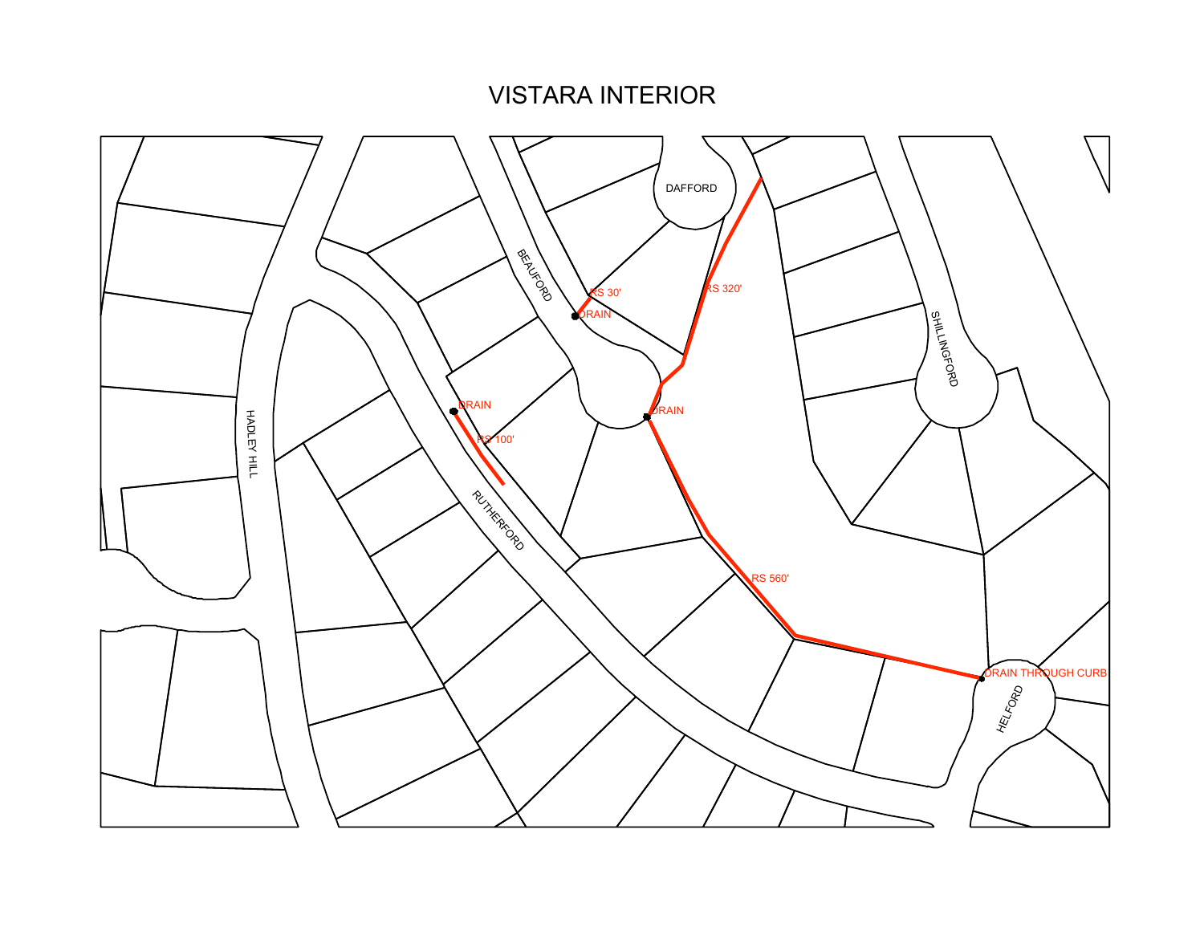# VISTARA INTERIOR

DAFFORD

BEAUFORD

RS 30'

DRAIN

RS 320'

SHILLINGFORD

DRAIN

DRAIN

RS 100'

HADLEY HILL

RUTHERFORD

RS 560'

DRAIN THROUGH CURB

HELFORD